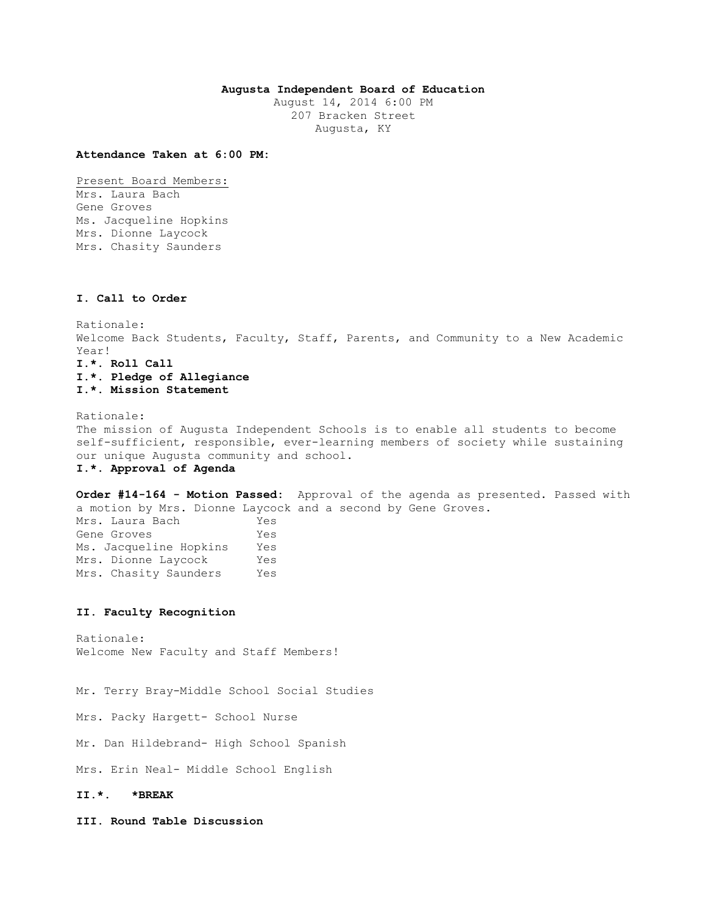**Augusta Independent Board of Education**
August 14, 2014 6:00 PM
207 Bracken Street
Augusta, KY

**Attendance Taken at 6:00 PM:**

Present Board Members:
Mrs. Laura Bach
Gene Groves
Ms. Jacqueline Hopkins
Mrs. Dionne Laycock
Mrs. Chasity Saunders

### I. Call to Order

Rationale:
Welcome Back Students, Faculty, Staff, Parents, and Community to a New Academic Year!

**I.\*. Roll Call**

**I.\*. Pledge of Allegiance**

**I.\*. Mission Statement**

Rationale:
The mission of Augusta Independent Schools is to enable all students to become self-sufficient, responsible, ever-learning members of society while sustaining our unique Augusta community and school.

**I.\*. Approval of Agenda**

**Order #14-164 - Motion Passed:** Approval of the agenda as presented. Passed with a motion by Mrs. Dionne Laycock and a second by Gene Groves.

| | |
|---|---|
| Mrs. Laura Bach | Yes |
| Gene Groves | Yes |
| Ms. Jacqueline Hopkins | Yes |
| Mrs. Dionne Laycock | Yes |
| Mrs. Chasity Saunders | Yes |

### II. Faculty Recognition

Rationale:
Welcome New Faculty and Staff Members!

Mr. Terry Bray-Middle School Social Studies

Mrs. Packy Hargett- School Nurse

Mr. Dan Hildebrand- High School Spanish

Mrs. Erin Neal- Middle School English

**II.\*. \*BREAK**

### III. Round Table Discussion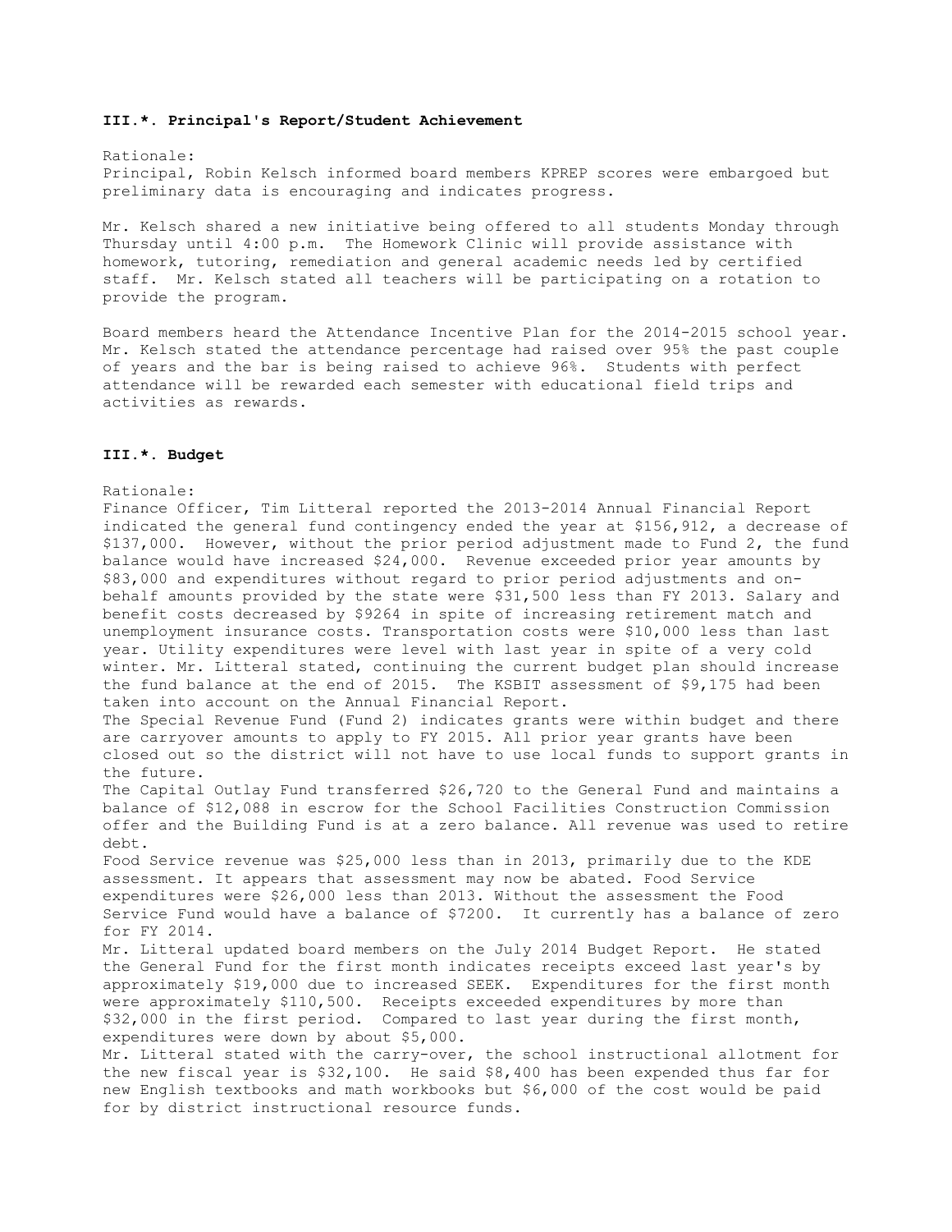**III.*. Principal's Report/Student Achievement**

Rationale:
Principal, Robin Kelsch informed board members KPREP scores were embargoed but preliminary data is encouraging and indicates progress.

Mr. Kelsch shared a new initiative being offered to all students Monday through Thursday until 4:00 p.m. The Homework Clinic will provide assistance with homework, tutoring, remediation and general academic needs led by certified staff. Mr. Kelsch stated all teachers will be participating on a rotation to provide the program.

Board members heard the Attendance Incentive Plan for the 2014-2015 school year. Mr. Kelsch stated the attendance percentage had raised over 95% the past couple of years and the bar is being raised to achieve 96%. Students with perfect attendance will be rewarded each semester with educational field trips and activities as rewards.

**III.*. Budget**

Rationale:
Finance Officer, Tim Litteral reported the 2013-2014 Annual Financial Report indicated the general fund contingency ended the year at $156,912, a decrease of $137,000. However, without the prior period adjustment made to Fund 2, the fund balance would have increased $24,000. Revenue exceeded prior year amounts by $83,000 and expenditures without regard to prior period adjustments and on-behalf amounts provided by the state were $31,500 less than FY 2013. Salary and benefit costs decreased by $9264 in spite of increasing retirement match and unemployment insurance costs. Transportation costs were $10,000 less than last year. Utility expenditures were level with last year in spite of a very cold winter. Mr. Litteral stated, continuing the current budget plan should increase the fund balance at the end of 2015. The KSBIT assessment of $9,175 had been taken into account on the Annual Financial Report.
The Special Revenue Fund (Fund 2) indicates grants were within budget and there are carryover amounts to apply to FY 2015. All prior year grants have been closed out so the district will not have to use local funds to support grants in the future.
The Capital Outlay Fund transferred $26,720 to the General Fund and maintains a balance of $12,088 in escrow for the School Facilities Construction Commission offer and the Building Fund is at a zero balance. All revenue was used to retire debt.
Food Service revenue was $25,000 less than in 2013, primarily due to the KDE assessment. It appears that assessment may now be abated. Food Service expenditures were $26,000 less than 2013. Without the assessment the Food Service Fund would have a balance of $7200. It currently has a balance of zero for FY 2014.
Mr. Litteral updated board members on the July 2014 Budget Report. He stated the General Fund for the first month indicates receipts exceed last year's by approximately $19,000 due to increased SEEK. Expenditures for the first month were approximately $110,500. Receipts exceeded expenditures by more than $32,000 in the first period. Compared to last year during the first month, expenditures were down by about $5,000.
Mr. Litteral stated with the carry-over, the school instructional allotment for the new fiscal year is $32,100. He said $8,400 has been expended thus far for new English textbooks and math workbooks but $6,000 of the cost would be paid for by district instructional resource funds.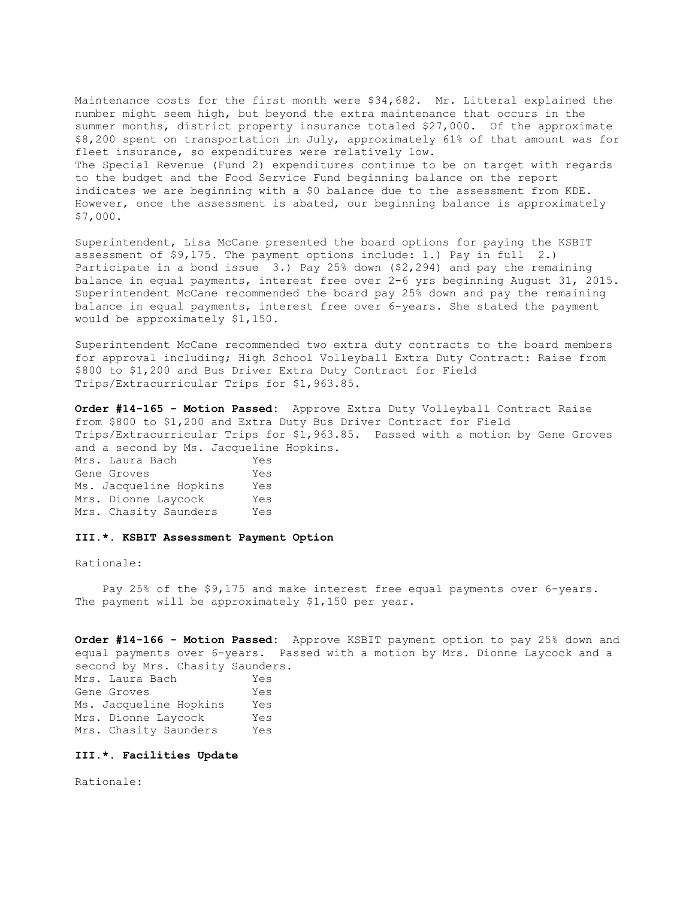Maintenance costs for the first month were $34,682. Mr. Litteral explained the number might seem high, but beyond the extra maintenance that occurs in the summer months, district property insurance totaled $27,000. Of the approximate $8,200 spent on transportation in July, approximately 61% of that amount was for fleet insurance, so expenditures were relatively low.
The Special Revenue (Fund 2) expenditures continue to be on target with regards to the budget and the Food Service Fund beginning balance on the report indicates we are beginning with a $0 balance due to the assessment from KDE. However, once the assessment is abated, our beginning balance is approximately $7,000.

Superintendent, Lisa McCane presented the board options for paying the KSBIT assessment of $9,175. The payment options include: 1.) Pay in full 2.) Participate in a bond issue 3.) Pay 25% down ($2,294) and pay the remaining balance in equal payments, interest free over 2-6 yrs beginning August 31, 2015. Superintendent McCane recommended the board pay 25% down and pay the remaining balance in equal payments, interest free over 6-years. She stated the payment would be approximately $1,150.

Superintendent McCane recommended two extra duty contracts to the board members for approval including; High School Volleyball Extra Duty Contract: Raise from $800 to $1,200 and Bus Driver Extra Duty Contract for Field Trips/Extracurricular Trips for $1,963.85.

**Order #14-165 - Motion Passed:** Approve Extra Duty Volleyball Contract Raise from $800 to $1,200 and Extra Duty Bus Driver Contract for Field Trips/Extracurricular Trips for $1,963.85. Passed with a motion by Gene Groves and a second by Ms. Jacqueline Hopkins.

| | |
|---|---|
| Mrs. Laura Bach | Yes |
| Gene Groves | Yes |
| Ms. Jacqueline Hopkins | Yes |
| Mrs. Dionne Laycock | Yes |
| Mrs. Chasity Saunders | Yes |

**III.*. KSBIT Assessment Payment Option**

Rationale:

Pay 25% of the $9,175 and make interest free equal payments over 6-years. The payment will be approximately $1,150 per year.

**Order #14-166 - Motion Passed:** Approve KSBIT payment option to pay 25% down and equal payments over 6-years. Passed with a motion by Mrs. Dionne Laycock and a second by Mrs. Chasity Saunders.

| | |
|---|---|
| Mrs. Laura Bach | Yes |
| Gene Groves | Yes |
| Ms. Jacqueline Hopkins | Yes |
| Mrs. Dionne Laycock | Yes |
| Mrs. Chasity Saunders | Yes |

**III.*. Facilities Update**

Rationale: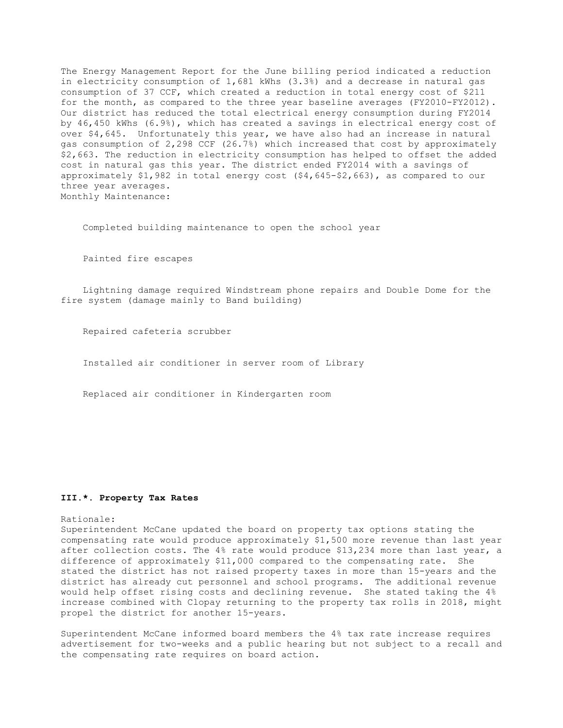The Energy Management Report for the June billing period indicated a reduction in electricity consumption of 1,681 kWhs (3.3%) and a decrease in natural gas consumption of 37 CCF, which created a reduction in total energy cost of $211 for the month, as compared to the three year baseline averages (FY2010-FY2012). Our district has reduced the total electrical energy consumption during FY2014 by 46,450 kWhs (6.9%), which has created a savings in electrical energy cost of over $4,645. Unfortunately this year, we have also had an increase in natural gas consumption of 2,298 CCF (26.7%) which increased that cost by approximately $2,663. The reduction in electricity consumption has helped to offset the added cost in natural gas this year. The district ended FY2014 with a savings of approximately $1,982 in total energy cost ($4,645-$2,663), as compared to our three year averages.

Monthly Maintenance:

Completed building maintenance to open the school year

Painted fire escapes

Lightning damage required Windstream phone repairs and Double Dome for the fire system (damage mainly to Band building)

Repaired cafeteria scrubber

Installed air conditioner in server room of Library

Replaced air conditioner in Kindergarten room

**III.*. Property Tax Rates**

Rationale:

Superintendent McCane updated the board on property tax options stating the compensating rate would produce approximately $1,500 more revenue than last year after collection costs. The 4% rate would produce $13,234 more than last year, a difference of approximately $11,000 compared to the compensating rate. She stated the district has not raised property taxes in more than 15-years and the district has already cut personnel and school programs. The additional revenue would help offset rising costs and declining revenue. She stated taking the 4% increase combined with Clopay returning to the property tax rolls in 2018, might propel the district for another 15-years.

Superintendent McCane informed board members the 4% tax rate increase requires advertisement for two-weeks and a public hearing but not subject to a recall and the compensating rate requires on board action.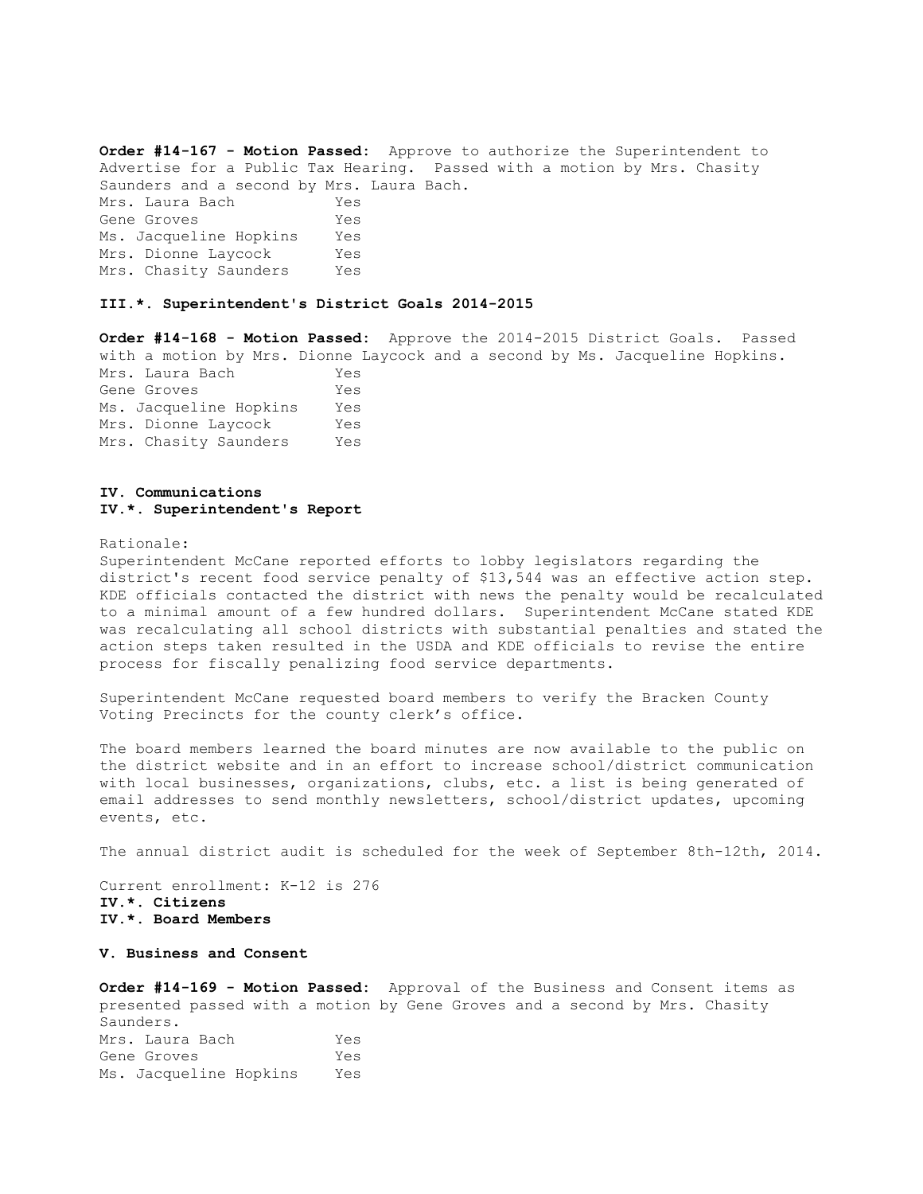**Order #14-167 - Motion Passed:** Approve to authorize the Superintendent to Advertise for a Public Tax Hearing. Passed with a motion by Mrs. Chasity Saunders and a second by Mrs. Laura Bach.

Mrs. Laura Bach Yes
Gene Groves Yes
Ms. Jacqueline Hopkins Yes
Mrs. Dionne Laycock Yes
Mrs. Chasity Saunders Yes

**III.*. Superintendent's District Goals 2014-2015**

**Order #14-168 - Motion Passed:** Approve the 2014-2015 District Goals. Passed with a motion by Mrs. Dionne Laycock and a second by Ms. Jacqueline Hopkins.

Mrs. Laura Bach Yes
Gene Groves Yes
Ms. Jacqueline Hopkins Yes
Mrs. Dionne Laycock Yes
Mrs. Chasity Saunders Yes

**IV. Communications**
**IV.*. Superintendent's Report**

Rationale:
Superintendent McCane reported efforts to lobby legislators regarding the district's recent food service penalty of $13,544 was an effective action step. KDE officials contacted the district with news the penalty would be recalculated to a minimal amount of a few hundred dollars. Superintendent McCane stated KDE was recalculating all school districts with substantial penalties and stated the action steps taken resulted in the USDA and KDE officials to revise the entire process for fiscally penalizing food service departments.

Superintendent McCane requested board members to verify the Bracken County Voting Precincts for the county clerk's office.

The board members learned the board minutes are now available to the public on the district website and in an effort to increase school/district communication with local businesses, organizations, clubs, etc. a list is being generated of email addresses to send monthly newsletters, school/district updates, upcoming events, etc.

The annual district audit is scheduled for the week of September 8th-12th, 2014.

Current enrollment: K-12 is 276
**IV.*. Citizens**
**IV.*. Board Members**

**V. Business and Consent**

**Order #14-169 - Motion Passed:** Approval of the Business and Consent items as presented passed with a motion by Gene Groves and a second by Mrs. Chasity Saunders.

Mrs. Laura Bach Yes
Gene Groves Yes
Ms. Jacqueline Hopkins Yes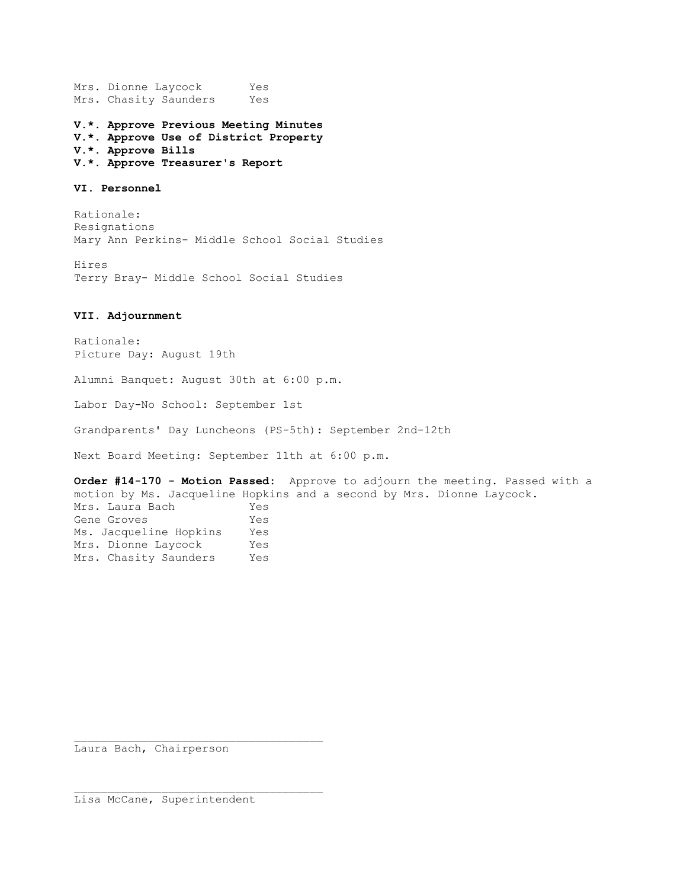Mrs. Dionne Laycock Yes
Mrs. Chasity Saunders Yes

**V.*. Approve Previous Meeting Minutes**
**V.*. Approve Use of District Property**
**V.*. Approve Bills**
**V.*. Approve Treasurer's Report**

**VI. Personnel**

Rationale:
Resignations
Mary Ann Perkins- Middle School Social Studies

Hires
Terry Bray- Middle School Social Studies

**VII. Adjournment**

Rationale:
Picture Day: August 19th

Alumni Banquet: August 30th at 6:00 p.m.

Labor Day-No School: September 1st

Grandparents' Day Luncheons (PS-5th): September 2nd-12th

Next Board Meeting: September 11th at 6:00 p.m.

**Order #14-170 - Motion Passed:** Approve to adjourn the meeting. Passed with a motion by Ms. Jacqueline Hopkins and a second by Mrs. Dionne Laycock.

| | |
|---|---|
| Mrs. Laura Bach | Yes |
| Gene Groves | Yes |
| Ms. Jacqueline Hopkins | Yes |
| Mrs. Dionne Laycock | Yes |
| Mrs. Chasity Saunders | Yes |

_____________________________________
Laura Bach, Chairperson

_____________________________________
Lisa McCane, Superintendent